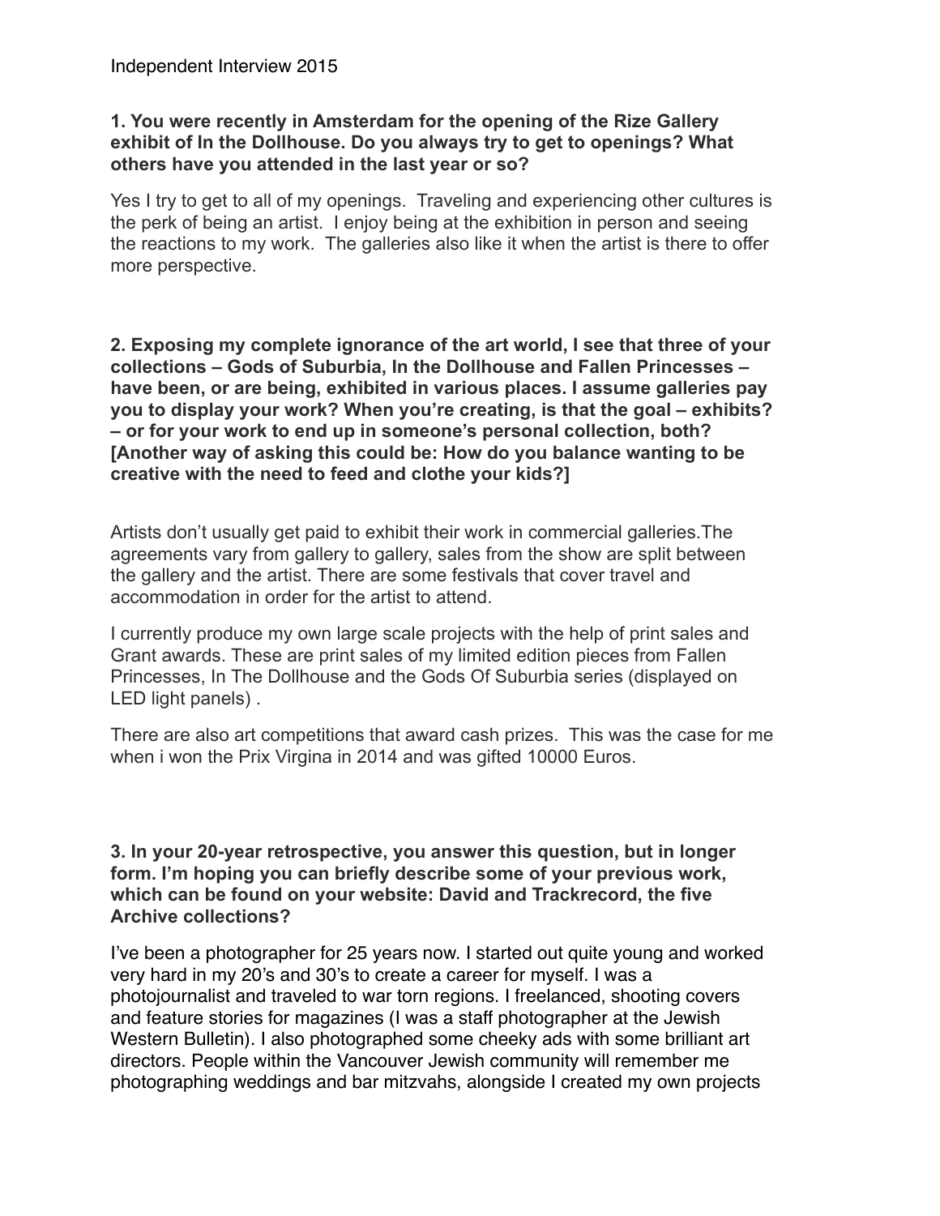Independent Interview 2015

**1. You were recently in Amsterdam for the opening of the Rize Gallery exhibit of In the Dollhouse. Do you always try to get to openings? What others have you attended in the last year or so?**

Yes I try to get to all of my openings. Traveling and experiencing other cultures is the perk of being an artist. I enjoy being at the exhibition in person and seeing the reactions to my work. The galleries also like it when the artist is there to offer more perspective.

**2. Exposing my complete ignorance of the art world, I see that three of your collections – Gods of Suburbia, In the Dollhouse and Fallen Princesses – have been, or are being, exhibited in various places. I assume galleries pay you to display your work? When you're creating, is that the goal – exhibits? – or for your work to end up in someone's personal collection, both? [Another way of asking this could be: How do you balance wanting to be creative with the need to feed and clothe your kids?]**

Artists don't usually get paid to exhibit their work in commercial galleries.The agreements vary from gallery to gallery, sales from the show are split between the gallery and the artist. There are some festivals that cover travel and accommodation in order for the artist to attend.

I currently produce my own large scale projects with the help of print sales and Grant awards. These are print sales of my limited edition pieces from Fallen Princesses, In The Dollhouse and the Gods Of Suburbia series (displayed on LED light panels) .

There are also art competitions that award cash prizes. This was the case for me when i won the Prix Virgina in 2014 and was gifted 10000 Euros.

**3. In your 20-year retrospective, you answer this question, but in longer form. I'm hoping you can briefly describe some of your previous work, which can be found on your website: David and Trackrecord, the five Archive collections?**

I've been a photographer for 25 years now. I started out quite young and worked very hard in my 20's and 30's to create a career for myself. I was a photojournalist and traveled to war torn regions. I freelanced, shooting covers and feature stories for magazines (I was a staff photographer at the Jewish Western Bulletin). I also photographed some cheeky ads with some brilliant art directors. People within the Vancouver Jewish community will remember me photographing weddings and bar mitzvahs, alongside I created my own projects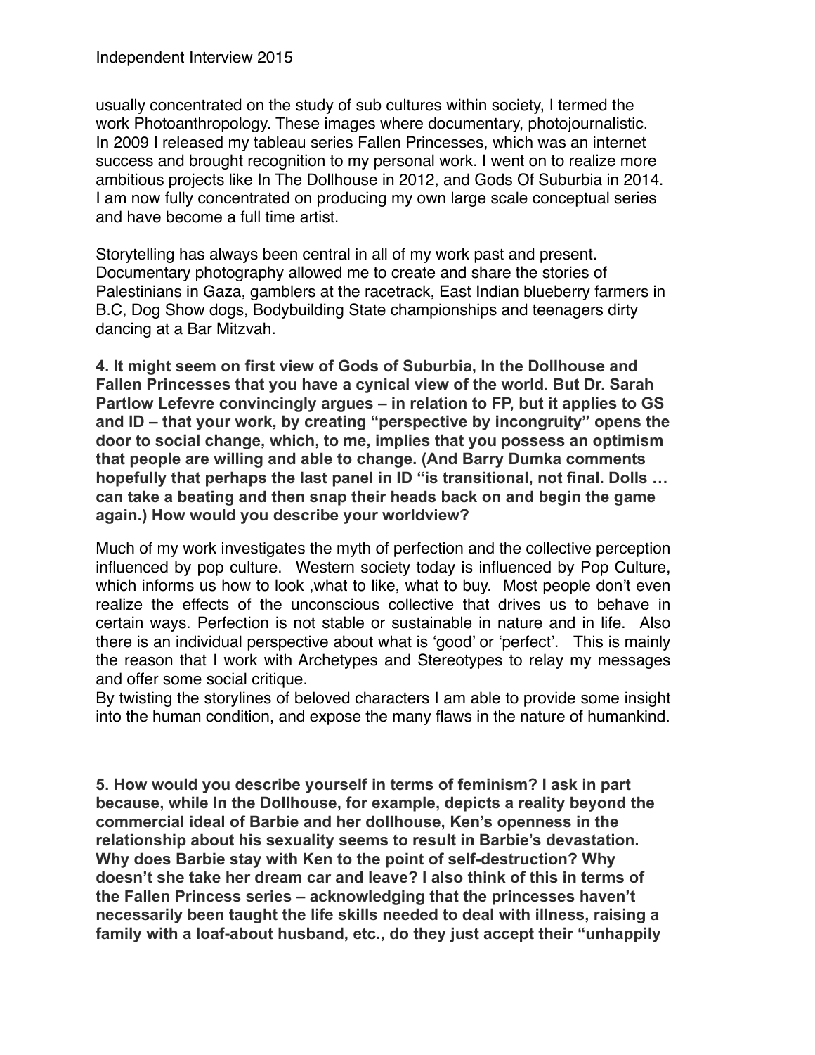usually concentrated on the study of sub cultures within society, I termed the work Photoanthropology. These images where documentary, photojournalistic. In 2009 I released my tableau series Fallen Princesses, which was an internet success and brought recognition to my personal work. I went on to realize more ambitious projects like In The Dollhouse in 2012, and Gods Of Suburbia in 2014. I am now fully concentrated on producing my own large scale conceptual series and have become a full time artist.

Storytelling has always been central in all of my work past and present. Documentary photography allowed me to create and share the stories of Palestinians in Gaza, gamblers at the racetrack, East Indian blueberry farmers in B.C, Dog Show dogs, Bodybuilding State championships and teenagers dirty dancing at a Bar Mitzvah.

**4. It might seem on first view of Gods of Suburbia, In the Dollhouse and Fallen Princesses that you have a cynical view of the world. But Dr. Sarah Partlow Lefevre convincingly argues – in relation to FP, but it applies to GS and ID – that your work, by creating "perspective by incongruity" opens the door to social change, which, to me, implies that you possess an optimism that people are willing and able to change. (And Barry Dumka comments hopefully that perhaps the last panel in ID "is transitional, not final. Dolls … can take a beating and then snap their heads back on and begin the game again.) How would you describe your worldview?**

Much of my work investigates the myth of perfection and the collective perception influenced by pop culture. Western society today is influenced by Pop Culture, which informs us how to look ,what to like, what to buy. Most people don't even realize the effects of the unconscious collective that drives us to behave in certain ways. Perfection is not stable or sustainable in nature and in life. Also there is an individual perspective about what is 'good' or 'perfect'. This is mainly the reason that I work with Archetypes and Stereotypes to relay my messages and offer some social critique.
By twisting the storylines of beloved characters I am able to provide some insight into the human condition, and expose the many flaws in the nature of humankind.

**5. How would you describe yourself in terms of feminism? I ask in part because, while In the Dollhouse, for example, depicts a reality beyond the commercial ideal of Barbie and her dollhouse, Ken's openness in the relationship about his sexuality seems to result in Barbie's devastation. Why does Barbie stay with Ken to the point of self-destruction? Why doesn't she take her dream car and leave? I also think of this in terms of the Fallen Princess series – acknowledging that the princesses haven't necessarily been taught the life skills needed to deal with illness, raising a family with a loaf-about husband, etc., do they just accept their "unhappily**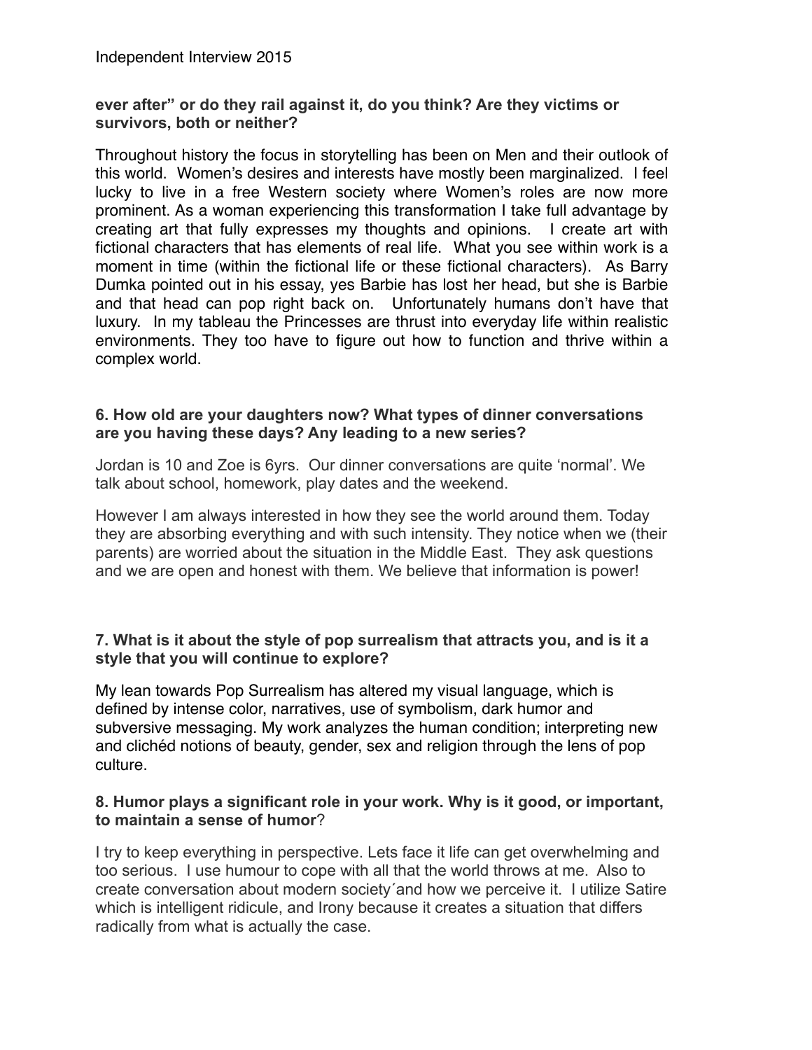**ever after" or do they rail against it, do you think? Are they victims or survivors, both or neither?**

Throughout history the focus in storytelling has been on Men and their outlook of this world. Women's desires and interests have mostly been marginalized. I feel lucky to live in a free Western society where Women's roles are now more prominent. As a woman experiencing this transformation I take full advantage by creating art that fully expresses my thoughts and opinions. I create art with fictional characters that has elements of real life. What you see within work is a moment in time (within the fictional life or these fictional characters). As Barry Dumka pointed out in his essay, yes Barbie has lost her head, but she is Barbie and that head can pop right back on. Unfortunately humans don't have that luxury. In my tableau the Princesses are thrust into everyday life within realistic environments. They too have to figure out how to function and thrive within a complex world.

**6. How old are your daughters now? What types of dinner conversations are you having these days? Any leading to a new series?**

Jordan is 10 and Zoe is 6yrs. Our dinner conversations are quite 'normal'. We talk about school, homework, play dates and the weekend.

However I am always interested in how they see the world around them. Today they are absorbing everything and with such intensity. They notice when we (their parents) are worried about the situation in the Middle East. They ask questions and we are open and honest with them. We believe that information is power!

**7. What is it about the style of pop surrealism that attracts you, and is it a style that you will continue to explore?**

My lean towards Pop Surrealism has altered my visual language, which is defined by intense color, narratives, use of symbolism, dark humor and subversive messaging. My work analyzes the human condition; interpreting new and clichéd notions of beauty, gender, sex and religion through the lens of pop culture.

**8. Humor plays a significant role in your work. Why is it good, or important, to maintain a sense of humor**?

I try to keep everything in perspective. Lets face it life can get overwhelming and too serious. I use humour to cope with all that the world throws at me. Also to create conversation about modern society´and how we perceive it. I utilize Satire which is intelligent ridicule, and Irony because it creates a situation that differs radically from what is actually the case.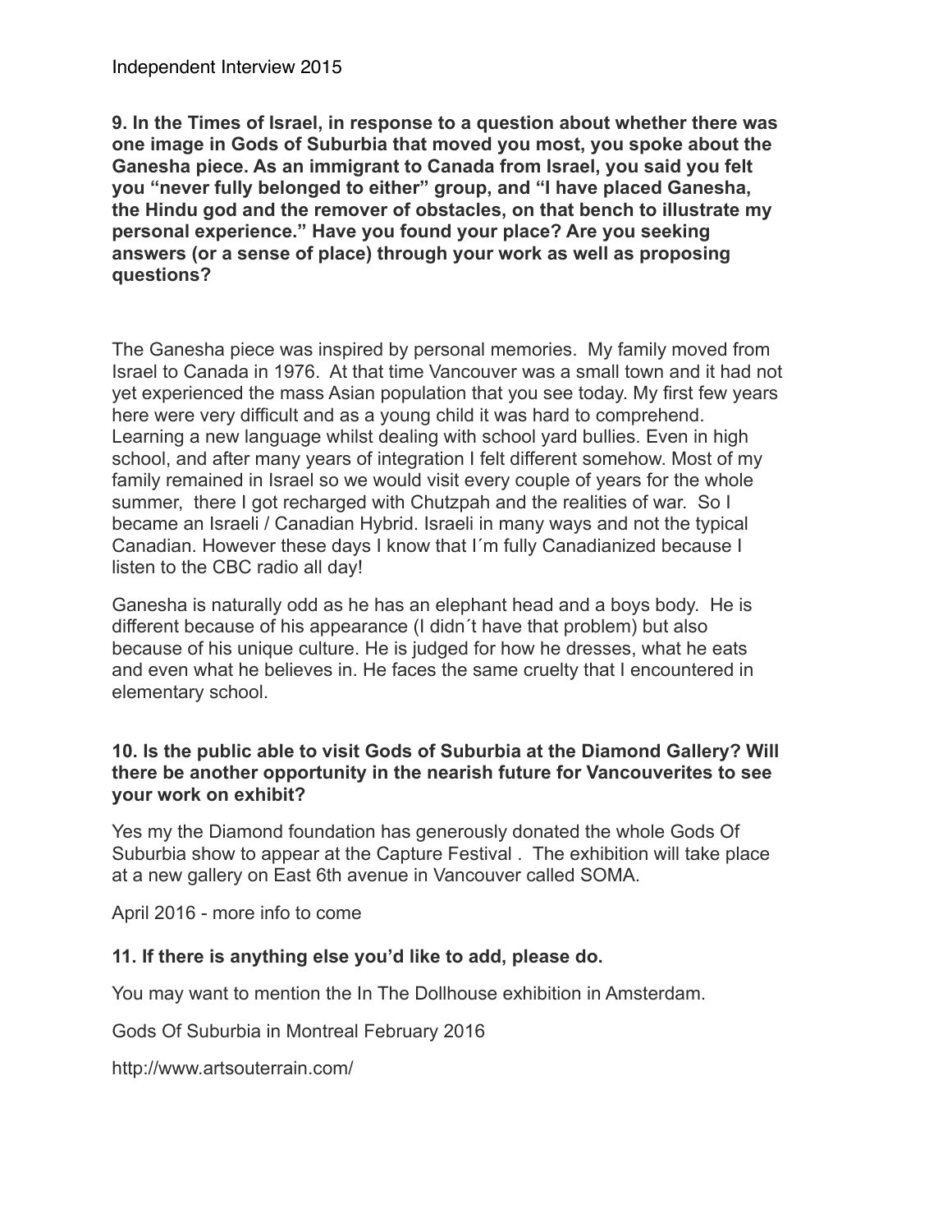Independent Interview 2015

**9. In the Times of Israel, in response to a question about whether there was one image in Gods of Suburbia that moved you most, you spoke about the Ganesha piece. As an immigrant to Canada from Israel, you said you felt you "never fully belonged to either" group, and "I have placed Ganesha, the Hindu god and the remover of obstacles, on that bench to illustrate my personal experience." Have you found your place? Are you seeking answers (or a sense of place) through your work as well as proposing questions?**

The Ganesha piece was inspired by personal memories. My family moved from Israel to Canada in 1976. At that time Vancouver was a small town and it had not yet experienced the mass Asian population that you see today. My first few years here were very difficult and as a young child it was hard to comprehend. Learning a new language whilst dealing with school yard bullies. Even in high school, and after many years of integration I felt different somehow. Most of my family remained in Israel so we would visit every couple of years for the whole summer, there I got recharged with Chutzpah and the realities of war. So I became an Israeli / Canadian Hybrid. Israeli in many ways and not the typical Canadian. However these days I know that I´m fully Canadianized because I listen to the CBC radio all day!

Ganesha is naturally odd as he has an elephant head and a boys body. He is different because of his appearance (I didn´t have that problem) but also because of his unique culture. He is judged for how he dresses, what he eats and even what he believes in. He faces the same cruelty that I encountered in elementary school.

**10. Is the public able to visit Gods of Suburbia at the Diamond Gallery? Will there be another opportunity in the nearish future for Vancouverites to see your work on exhibit?**

Yes my the Diamond foundation has generously donated the whole Gods Of Suburbia show to appear at the Capture Festival . The exhibition will take place at a new gallery on East 6th avenue in Vancouver called SOMA.

April 2016 - more info to come

**11. If there is anything else you'd like to add, please do.**

You may want to mention the In The Dollhouse exhibition in Amsterdam.

Gods Of Suburbia in Montreal February 2016

http://www.artsouterrain.com/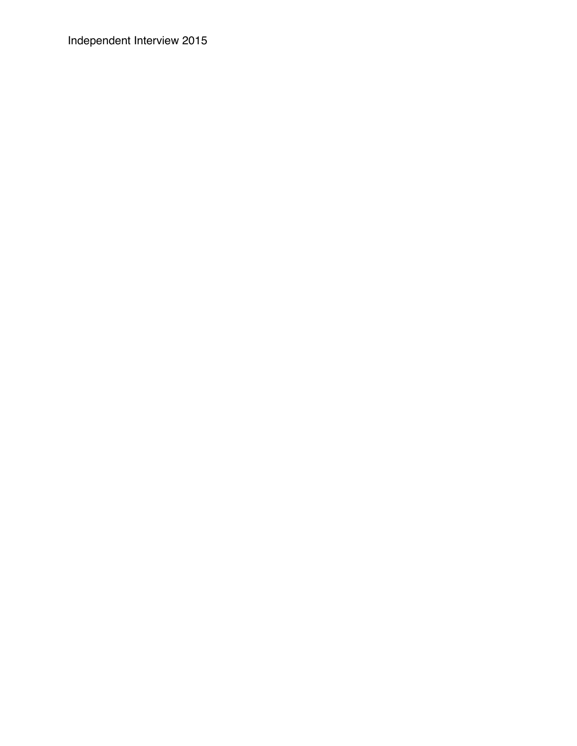Independent Interview 2015